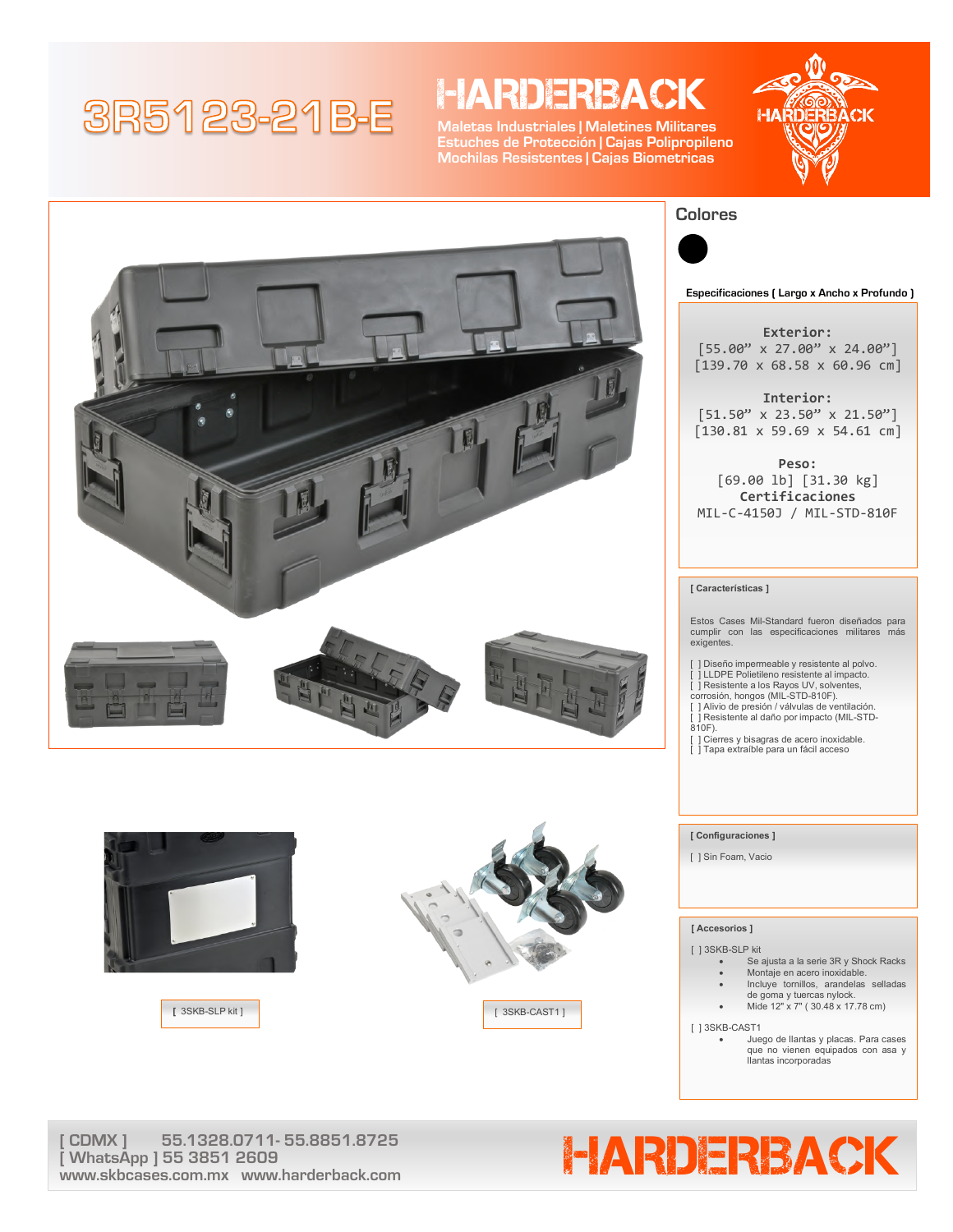# 3R5123-21B-E

## HARDERBACK

Maletas Industriales | Maletines Militares
Estuches de Protección | Cajas Polipropileno
Mochilas Resistentes | Cajas Biometricas

## Colores

### Especificaciones ( Largo x Ancho x Profundo )

**Exterior:**
[55.00” x 27.00” x 24.00”]
[139.70 x 68.58 x 60.96 cm]

**Interior:**
[51.50” x 23.50” x 21.50”]
[130.81 x 59.69 x 54.61 cm]

**Peso:**
[69.00 lb] [31.30 kg]

**Certificaciones**
MIL-C-4150J / MIL-STD-810F

### [ Características ]

Estos Cases Mil-Standard fueron diseñados para cumplir con las especificaciones militares más exigentes.

[ ] Diseño impermeable y resistente al polvo.
[ ] LLDPE Polietileno resistente al impacto.
[ ] Resistente a los Rayos UV, solventes, corrosión, hongos (MIL-STD-810F).
[ ] Alivio de presión / válvulas de ventilación.
[ ] Resistente al daño por impacto (MIL-STD-810F).
[ ] Cierres y bisagras de acero inoxidable.
[ ] Tapa extraíble para un fácil acceso

### [ Configuraciones ]

[ ] Sin Foam, Vacio

### [ Accesorios ]

[ ] 3SKB-SLP kit
- Se ajusta a la serie 3R y Shock Racks
- Montaje en acero inoxidable.
- Incluye tornillos, arandelas selladas de goma y tuercas nylock.
- Mide 12" x 7" ( 30.48 x 17.78 cm)

[ ] 3SKB-CAST1
- Juego de llantas y placas. Para cases que no vienen equipados con asa y llantas incorporadas

[ 3SKB-SLP kit ]

[ 3SKB-CAST1 ]

[ CDMX ] 55.1328.0711- 55.8851.8725
[ WhatsApp ] 55 3851 2609
www.skbcases.com.mx www.harderback.com

HARDERBACK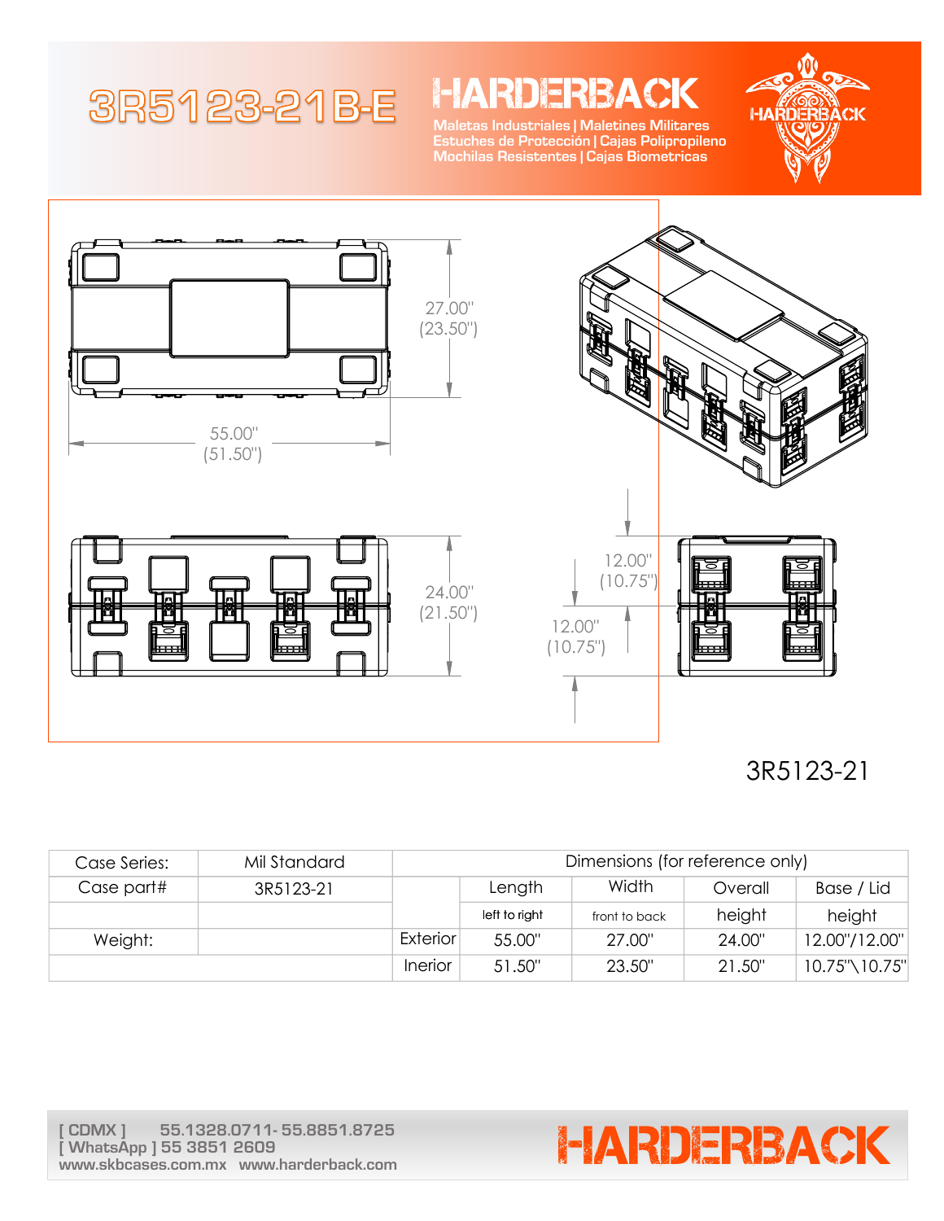# 3R5123-21B-E

## HARDERBACK

Maletas Industriales | Maletines Militares
Estuches de Protección | Cajas Polipropileno
Mochilas Resistentes | Cajas Biometricas

27.00"
(23.50")

55.00"
(51.50")

24.00"
(21.50")

12.00"
(10.75")

12.00"
(10.75")

3R5123-21

| Case Series: | Mil Standard | Dimensions (for reference only) | | | | |
|---|---|---|---|---|---|---|
| Case part# | 3R5123-21 | | Length | Width | Overall | Base / Lid |
| | | | left to right | front to back | height | height |
| Weight: | | Exterior | 55.00" | 27.00" | 24.00" | 12.00"/12.00" |
| | | Inerior | 51.50" | 23.50" | 21.50" | 10.75"\10.75" |

[ CDMX ] 55.1328.0711- 55.8851.8725
[ WhatsApp ] 55 3851 2609
www.skbcases.com.mx www.harderback.com

HARDERBACK